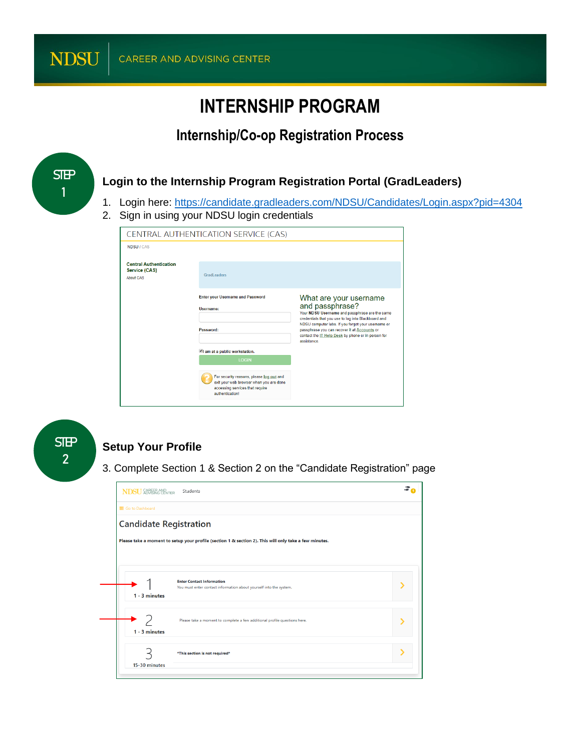NDSU | CAREER AND ADVISING CENTER

# INTERNSHIP PROGRAM

## Internship/Co-op Registration Process

STEP 1

### Login to the Internship Program Registration Portal (GradLeaders)

1. Login here: https://candidate.gradleaders.com/NDSU/Candidates/Login.aspx?pid=4304
2. Sign in using your NDSU login credentials

STEP 2

### Setup Your Profile

3. Complete Section 1 & Section 2 on the "Candidate Registration" page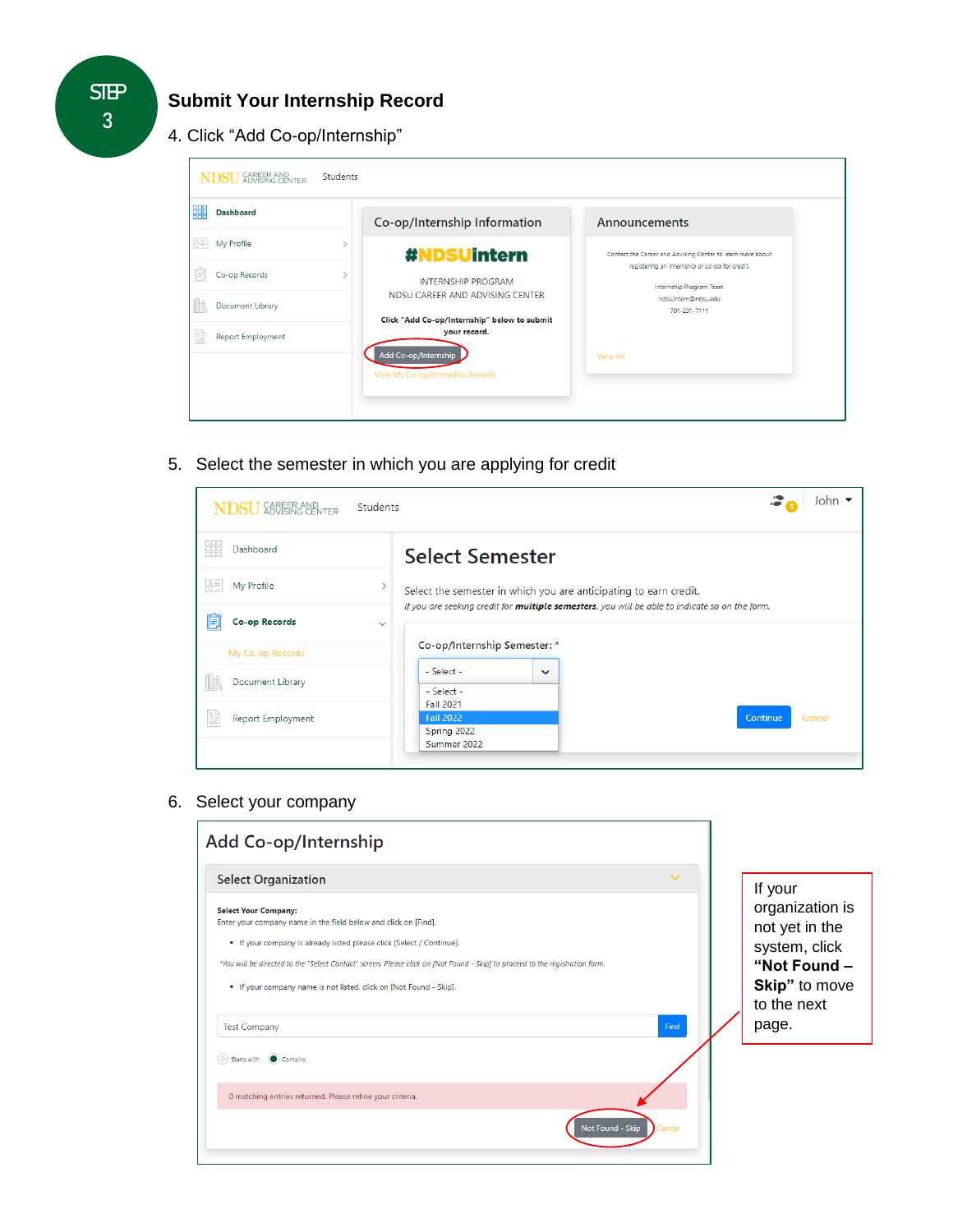STEP 3

## Submit Your Internship Record

4. Click "Add Co-op/Internship"

5. Select the semester in which you are applying for credit

6. Select your company

If your organization is not yet in the system, click **"Not Found – Skip"** to move to the next page.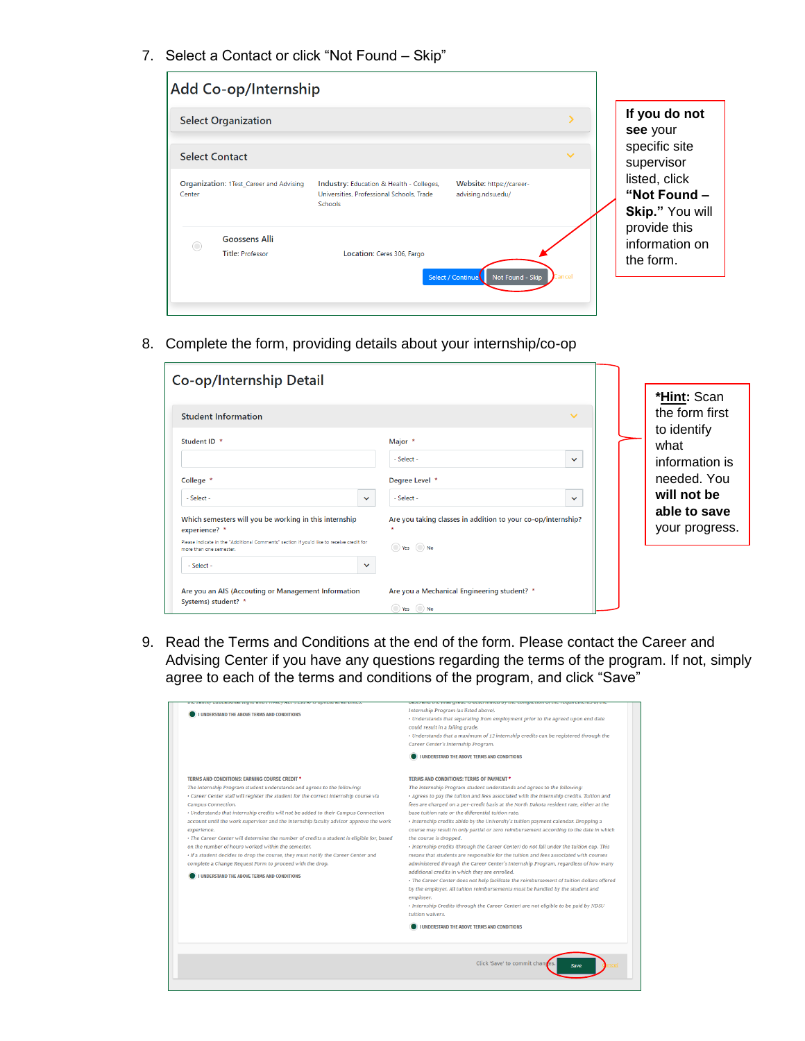7. Select a Contact or click "Not Found – Skip"

**Add Co-op/Internship**

Select Organization

Select Contact

Organization: 1Test_Career and Advising Center

Industry: Education & Health - Colleges, Universities, Professional Schools, Trade Schools

Website: https://career-advising.ndsu.edu/

Goossens Alli

Title: Professor

Location: Ceres 306, Fargo

Select / Continue | Not Found - Skip | Cancel

**If you do not see** your specific site supervisor listed, click **"Not Found – Skip."** You will provide this information on the form.

8. Complete the form, providing details about your internship/co-op

**Co-op/Internship Detail**

Student Information

Student ID *

Major * - Select -

College * - Select -

Degree Level * - Select -

Which semesters will you be working in this internship experience? *

Please indicate in the "Additional Comments" section if you'd like to receive credit for more than one semester.

- Select -

Are you taking classes in addition to your co-op/internship? *

Yes No

Are you an AIS (Accouting or Management Information Systems) student? *

Are you a Mechanical Engineering student? *

Yes No

***Hint**: Scan the form first to identify what information is needed. You **will not be able to save** your progress.

9. Read the Terms and Conditions at the end of the form. Please contact the Career and Advising Center if you have any questions regarding the terms of the program. If not, simply agree to each of the terms and conditions of the program, and click "Save"

I UNDERSTAND THE ABOVE TERMS AND CONDITIONS

Internship Program (as listed above).

• Understands that separating from employment prior to the agreed upon end date could result in a failing grade.

• Understands that a maximum of 12 internship credits can be registered through the Career Center's Internship Program.

I UNDERSTAND THE ABOVE TERMS AND CONDITIONS

TERMS AND CONDITIONS: EARNING COURSE CREDIT *

The Internship Program student understands and agrees to the following:

• Career Center staff will register the student for the correct internship course via Campus Connection.

• Understands that internship credits will not be added to their Campus Connection account until the work supervisor and the internship faculty advisor approve the work experience.

• The Career Center will determine the number of credits a student is eligible for, based on the number of hours worked within the semester.

• If a student decides to drop the course, they must notify the Career Center and complete a Change Request Form to proceed with the drop.

I UNDERSTAND THE ABOVE TERMS AND CONDITIONS

TERMS AND CONDITIONS: TERMS OF PAYMENT *

The Internship Program student understands and agrees to the following:

• Agrees to pay the tuition and fees associated with the internship credits. Tuition and fees are charged on a per-credit basis at the North Dakota resident rate, either at the base tuition rate or the differential tuition rate.

• Internship credits abide by the University's tuition payment calendar. Dropping a course may result in only partial or zero reimbursement according to the date in which the course is dropped.

• Internship credits (through the Career Center) do not fall under the tuition cap. This means that students are responsible for the tuition and fees associated with courses administered through the Career Center's Internship Program, regardless of how many additional credits in which they are enrolled.

• The Career Center does not help facilitate the reimbursement of tuition dollars offered by the employer. All tuition reimbursements must be handled by the student and employer.

• Internship Credits (through the Career Center) are not eligible to be paid by NDSU tuition waivers.

I UNDERSTAND THE ABOVE TERMS AND CONDITIONS

Click 'Save' to commit changes. Save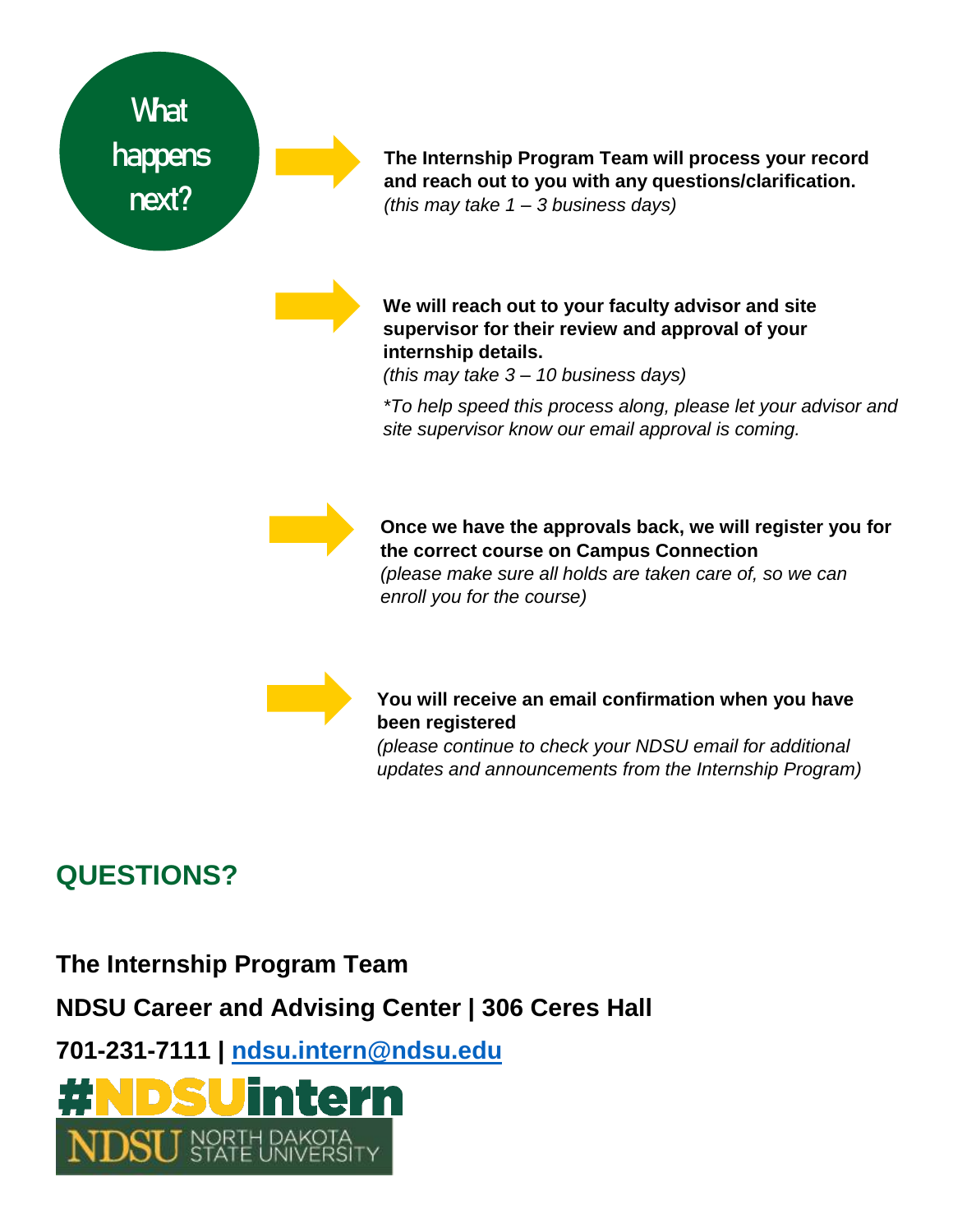## What happens next?

**The Internship Program Team will process your record and reach out to you with any questions/clarification.**
*(this may take 1 – 3 business days)*

**We will reach out to your faculty advisor and site supervisor for their review and approval of your internship details.**
*(this may take 3 – 10 business days)*

*\*To help speed this process along, please let your advisor and site supervisor know our email approval is coming.*

**Once we have the approvals back, we will register you for the correct course on Campus Connection**
*(please make sure all holds are taken care of, so we can enroll you for the course)*

**You will receive an email confirmation when you have been registered**
*(please continue to check your NDSU email for additional updates and announcements from the Internship Program)*

## QUESTIONS?

**The Internship Program Team**

**NDSU Career and Advising Center | 306 Ceres Hall**

**701-231-7111 | [ndsu.intern@ndsu.edu](mailto:ndsu.intern@ndsu.edu)**

#NDSUintern

NDSU NORTH DAKOTA STATE UNIVERSITY